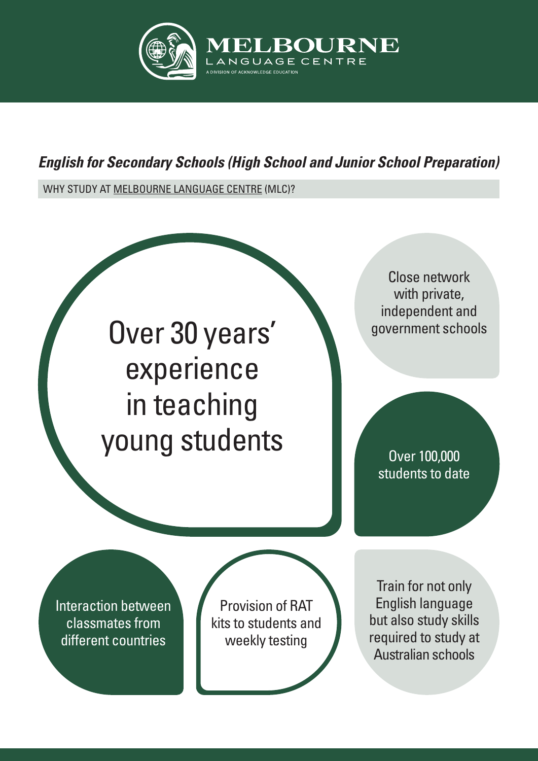# MELBOURNE LANGUAGE CENTRE

A DIVISION OF ACKNOWLEDGE EDUCATION

***English for Secondary Schools (High School and Junior School Preparation)***

WHY STUDY AT MELBOURNE LANGUAGE CENTRE (MLC)?

- Over 30 years' experience in teaching young students
- Close network with private, independent and government schools
- Over 100,000 students to date
- Interaction between classmates from different countries
- Provision of RAT kits to students and weekly testing
- Train for not only English language but also study skills required to study at Australian schools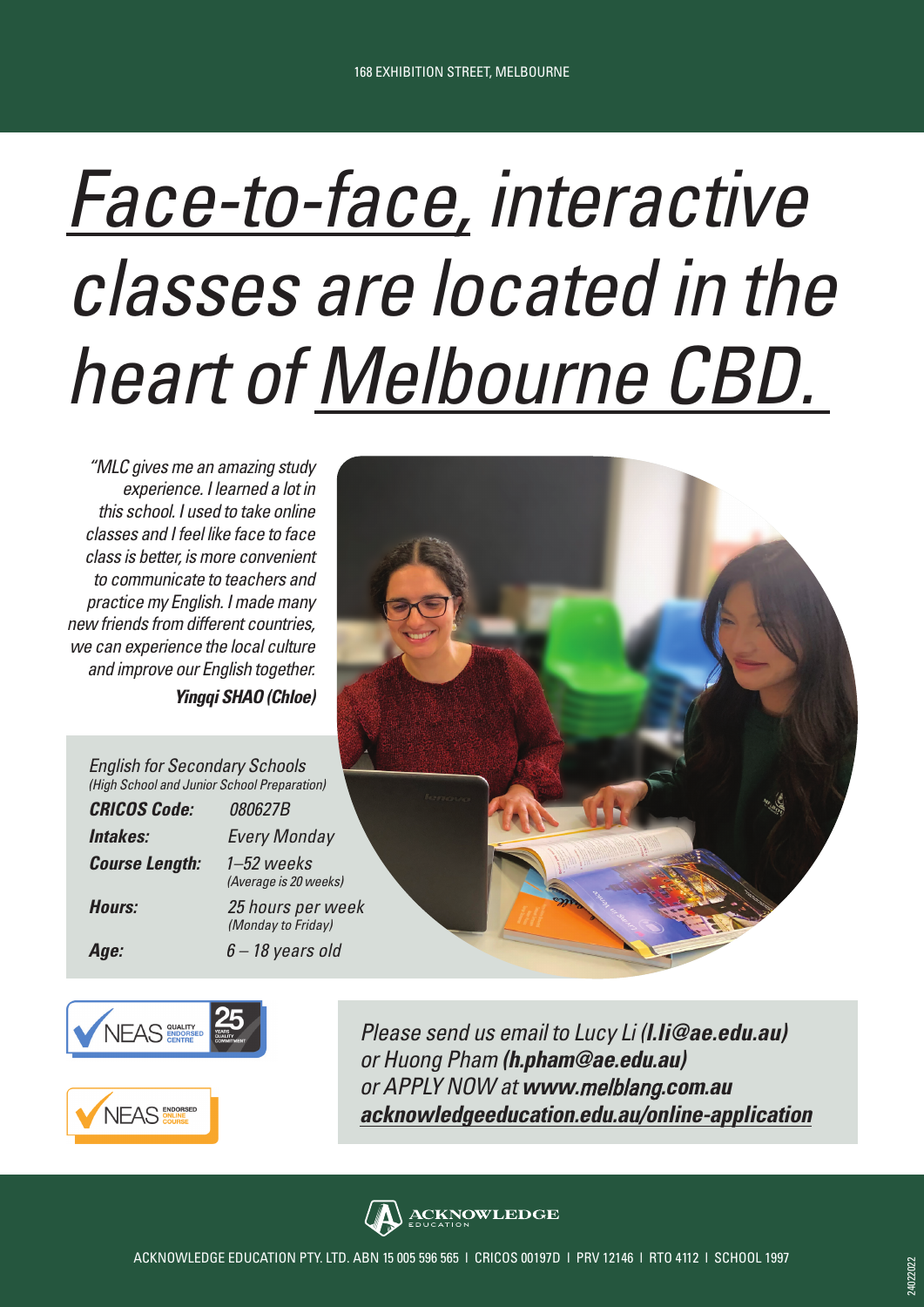168 EXHIBITION STREET, MELBOURNE

# *Face-to-face, interactive classes are located in the heart of Melbourne CBD.*

*"MLC gives me an amazing study experience. I learned a lot in this school. I used to take online classes and I feel like face to face class is better, is more convenient to communicate to teachers and practice my English. I made many new friends from different countries, we can experience the local culture and improve our English together.*

***Yingqi SHAO (Chloe)***

*English for Secondary Schools*
*(High School and Junior School Preparation)*

| | |
|---|---|
| ***CRICOS Code:*** | *080627B* |
| ***Intakes:*** | *Every Monday* |
| ***Course Length:*** | *1–52 weeks (Average is 20 weeks)* |
| ***Hours:*** | *25 hours per week (Monday to Friday)* |
| ***Age:*** | *6 – 18 years old* |

NEAS QUALITY ENDORSED CENTRE 25 YEARS QUALITY COMMITMENT

NEAS ENDORSED ONLINE COURSE

*Please send us email to Lucy Li **(l.li@ae.edu.au)** or Huong Pham **(h.pham@ae.edu.au)** or APPLY NOW at **www.melblang.com.au** **acknowledgeeducation.edu.au/online-application***

ACKNOWLEDGE EDUCATION

ACKNOWLEDGE EDUCATION PTY. LTD. ABN 15 005 596 565 I CRICOS 00197D I PRV 12146 I RTO 4112 I SCHOOL 1997

24022022